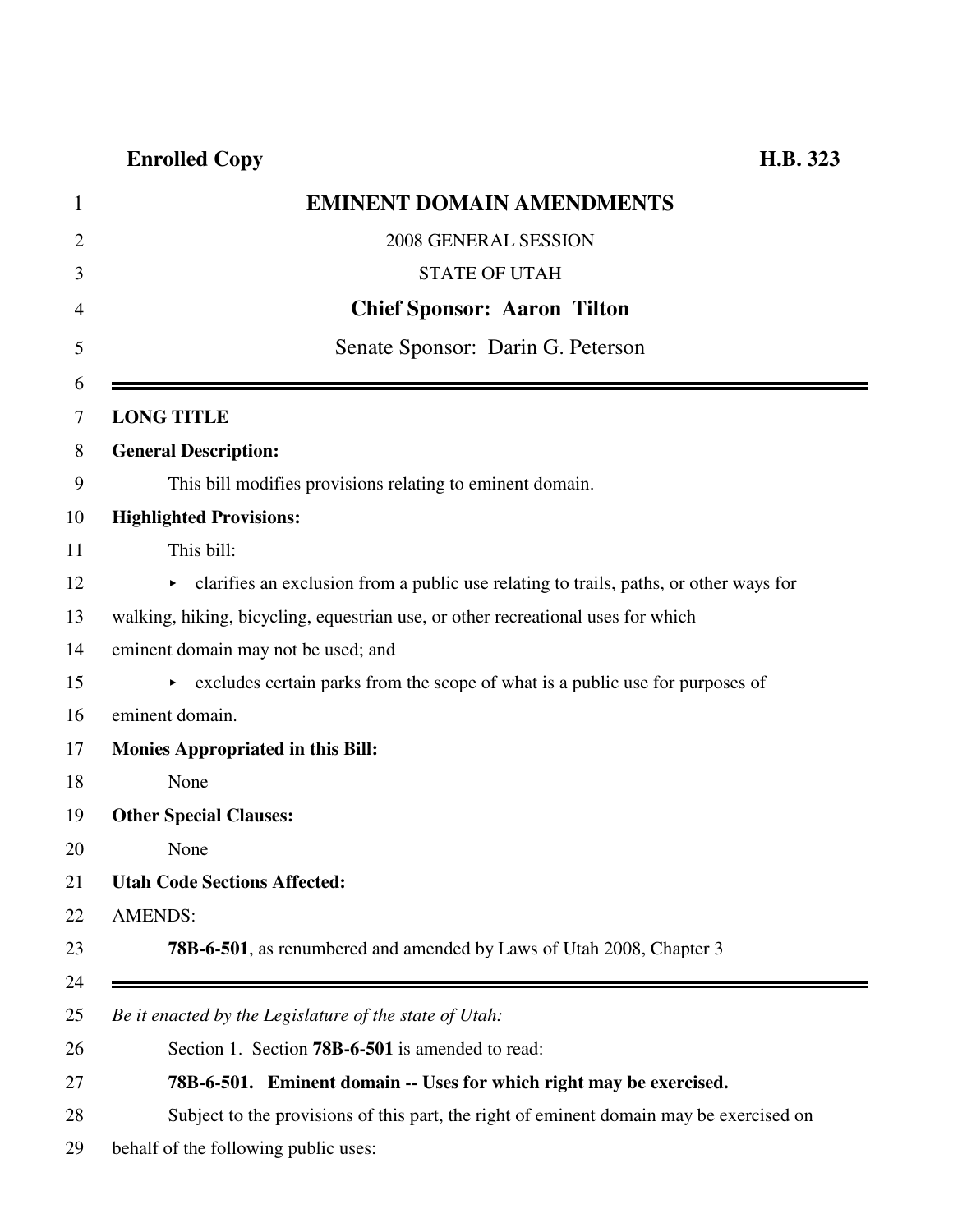**Enrolled Copy** **H.B. 323**

# EMINENT DOMAIN AMENDMENTS

2008 GENERAL SESSION

STATE OF UTAH

**Chief Sponsor: Aaron Tilton**

Senate Sponsor: Darin G. Peterson

---

**LONG TITLE**

**General Description:**

This bill modifies provisions relating to eminent domain.

**Highlighted Provisions:**

This bill:

- clarifies an exclusion from a public use relating to trails, paths, or other ways for walking, hiking, bicycling, equestrian use, or other recreational uses for which eminent domain may not be used; and
- excludes certain parks from the scope of what is a public use for purposes of eminent domain.

**Monies Appropriated in this Bill:**

None

**Other Special Clauses:**

None

**Utah Code Sections Affected:**

AMENDS:

**78B-6-501**, as renumbered and amended by Laws of Utah 2008, Chapter 3

---

*Be it enacted by the Legislature of the state of Utah:*

Section 1. Section **78B-6-501** is amended to read:

**78B-6-501. Eminent domain -- Uses for which right may be exercised.**

Subject to the provisions of this part, the right of eminent domain may be exercised on behalf of the following public uses: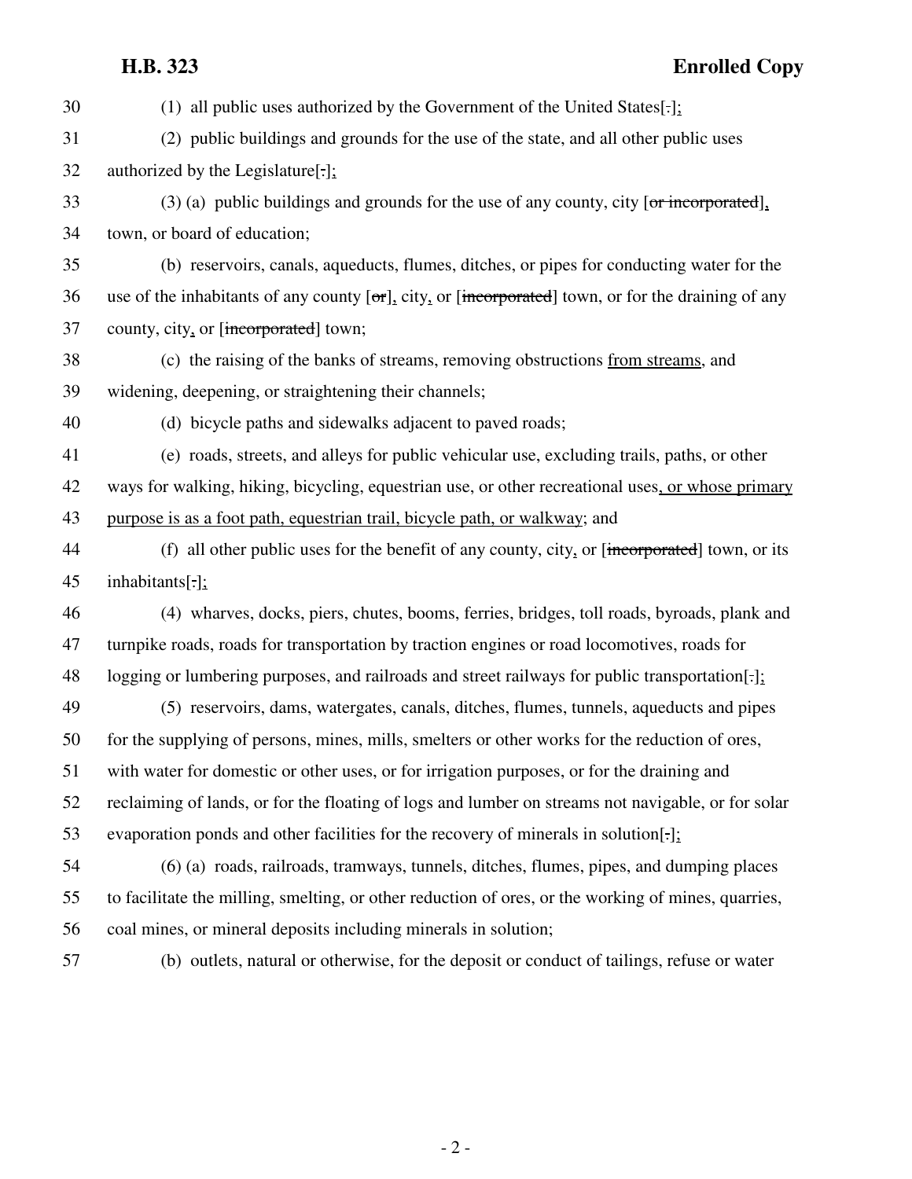30 (1) all public uses authorized by the Government of the United States[.];

31 (2) public buildings and grounds for the use of the state, and all other public uses

32 authorized by the Legislature[.];

33 (3) (a) public buildings and grounds for the use of any county, city [~~or incorporated~~],

34 town, or board of education;

35 (b) reservoirs, canals, aqueducts, flumes, ditches, or pipes for conducting water for the

36 use of the inhabitants of any county [~~or~~], city, or [~~incorporated~~] town, or for the draining of any

37 county, city, or [~~incorporated~~] town;

38 (c) the raising of the banks of streams, removing obstructions from streams, and

39 widening, deepening, or straightening their channels;

40 (d) bicycle paths and sidewalks adjacent to paved roads;

41 (e) roads, streets, and alleys for public vehicular use, excluding trails, paths, or other

42 ways for walking, hiking, bicycling, equestrian use, or other recreational uses, or whose primary

43 purpose is as a foot path, equestrian trail, bicycle path, or walkway; and

44 (f) all other public uses for the benefit of any county, city, or [~~incorporated~~] town, or its

45 inhabitants[.];

46 (4) wharves, docks, piers, chutes, booms, ferries, bridges, toll roads, byroads, plank and

47 turnpike roads, roads for transportation by traction engines or road locomotives, roads for

48 logging or lumbering purposes, and railroads and street railways for public transportation[.];

49 (5) reservoirs, dams, watergates, canals, ditches, flumes, tunnels, aqueducts and pipes

50 for the supplying of persons, mines, mills, smelters or other works for the reduction of ores,

51 with water for domestic or other uses, or for irrigation purposes, or for the draining and

52 reclaiming of lands, or for the floating of logs and lumber on streams not navigable, or for solar

53 evaporation ponds and other facilities for the recovery of minerals in solution[.];

54 (6) (a) roads, railroads, tramways, tunnels, ditches, flumes, pipes, and dumping places

55 to facilitate the milling, smelting, or other reduction of ores, or the working of mines, quarries,

56 coal mines, or mineral deposits including minerals in solution;

57 (b) outlets, natural or otherwise, for the deposit or conduct of tailings, refuse or water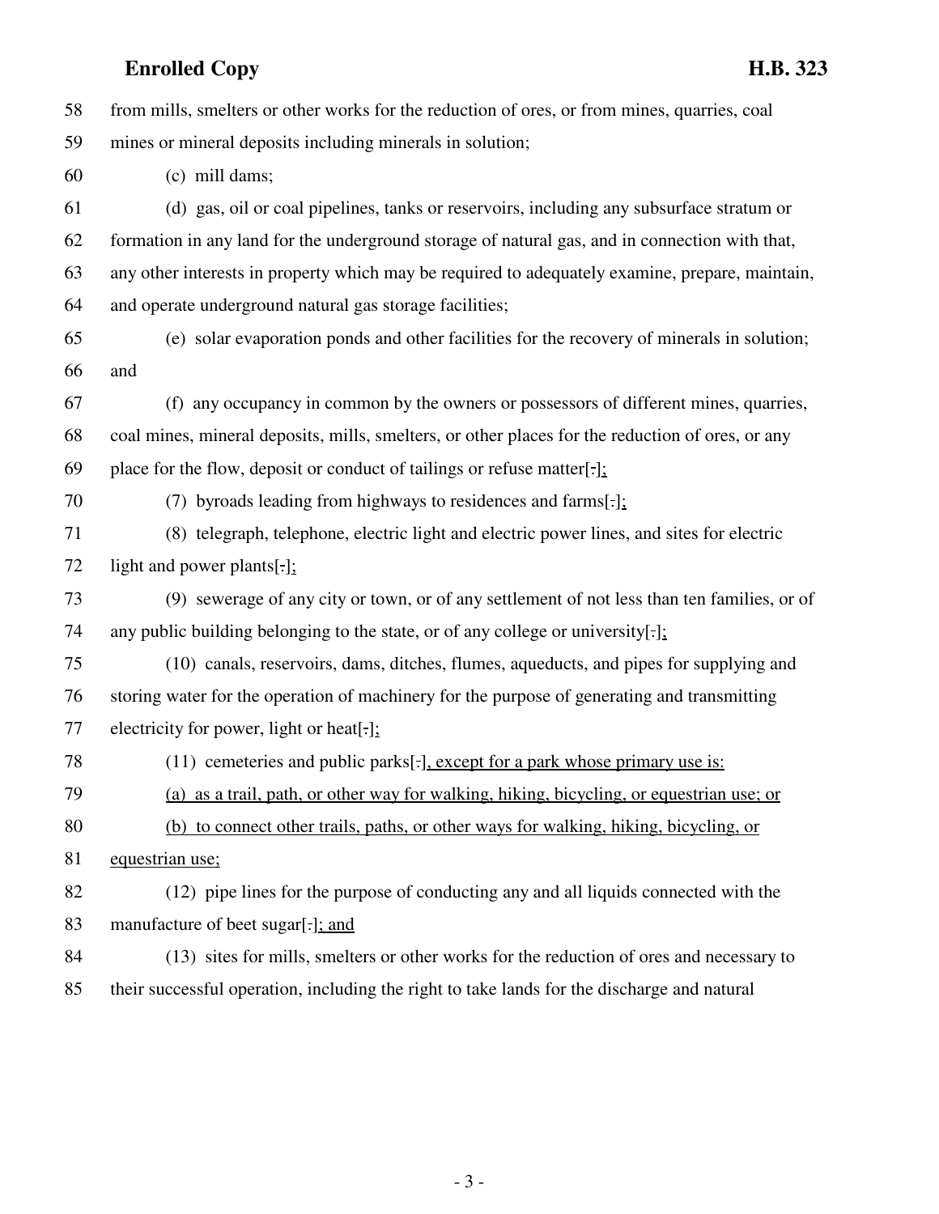58 from mills, smelters or other works for the reduction of ores, or from mines, quarries, coal
59 mines or mineral deposits including minerals in solution;
60 (c) mill dams;
61 (d) gas, oil or coal pipelines, tanks or reservoirs, including any subsurface stratum or
62 formation in any land for the underground storage of natural gas, and in connection with that,
63 any other interests in property which may be required to adequately examine, prepare, maintain,
64 and operate underground natural gas storage facilities;
65 (e) solar evaporation ponds and other facilities for the recovery of minerals in solution;
66 and
67 (f) any occupancy in common by the owners or possessors of different mines, quarries,
68 coal mines, mineral deposits, mills, smelters, or other places for the reduction of ores, or any
69 place for the flow, deposit or conduct of tailings or refuse matter[.];
70 (7) byroads leading from highways to residences and farms[.];
71 (8) telegraph, telephone, electric light and electric power lines, and sites for electric
72 light and power plants[.];
73 (9) sewerage of any city or town, or of any settlement of not less than ten families, or of
74 any public building belonging to the state, or of any college or university[.];
75 (10) canals, reservoirs, dams, ditches, flumes, aqueducts, and pipes for supplying and
76 storing water for the operation of machinery for the purpose of generating and transmitting
77 electricity for power, light or heat[.];
78 (11) cemeteries and public parks[.], except for a park whose primary use is:
79 (a) as a trail, path, or other way for walking, hiking, bicycling, or equestrian use; or
80 (b) to connect other trails, paths, or other ways for walking, hiking, bicycling, or
81 equestrian use;
82 (12) pipe lines for the purpose of conducting any and all liquids connected with the
83 manufacture of beet sugar[.]; and
84 (13) sites for mills, smelters or other works for the reduction of ores and necessary to
85 their successful operation, including the right to take lands for the discharge and natural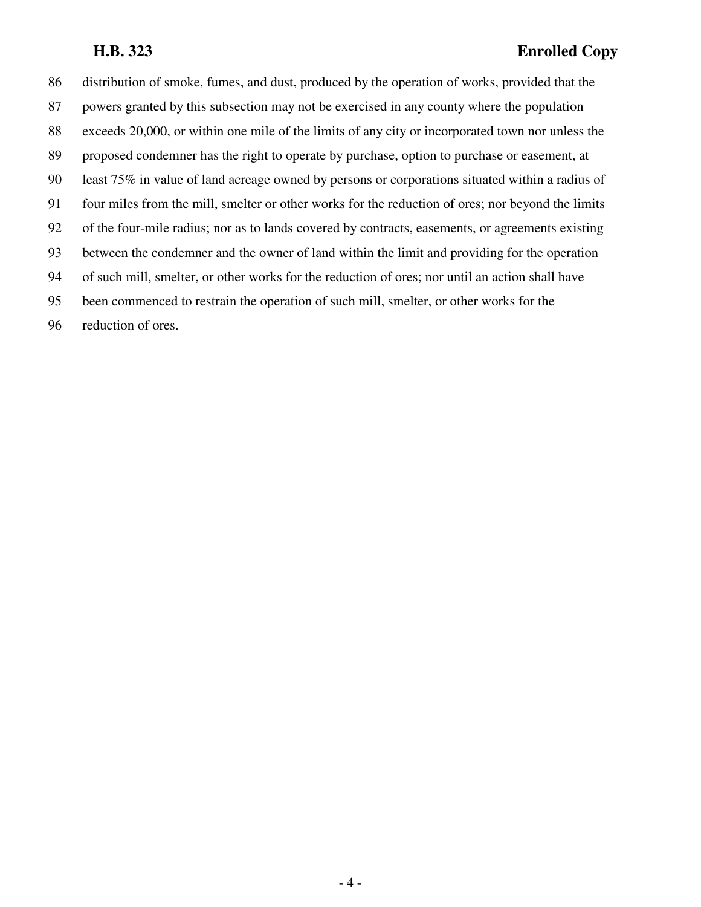distribution of smoke, fumes, and dust, produced by the operation of works, provided that the powers granted by this subsection may not be exercised in any county where the population exceeds 20,000, or within one mile of the limits of any city or incorporated town nor unless the proposed condemner has the right to operate by purchase, option to purchase or easement, at least 75% in value of land acreage owned by persons or corporations situated within a radius of four miles from the mill, smelter or other works for the reduction of ores; nor beyond the limits of the four-mile radius; nor as to lands covered by contracts, easements, or agreements existing between the condemner and the owner of land within the limit and providing for the operation of such mill, smelter, or other works for the reduction of ores; nor until an action shall have been commenced to restrain the operation of such mill, smelter, or other works for the reduction of ores.